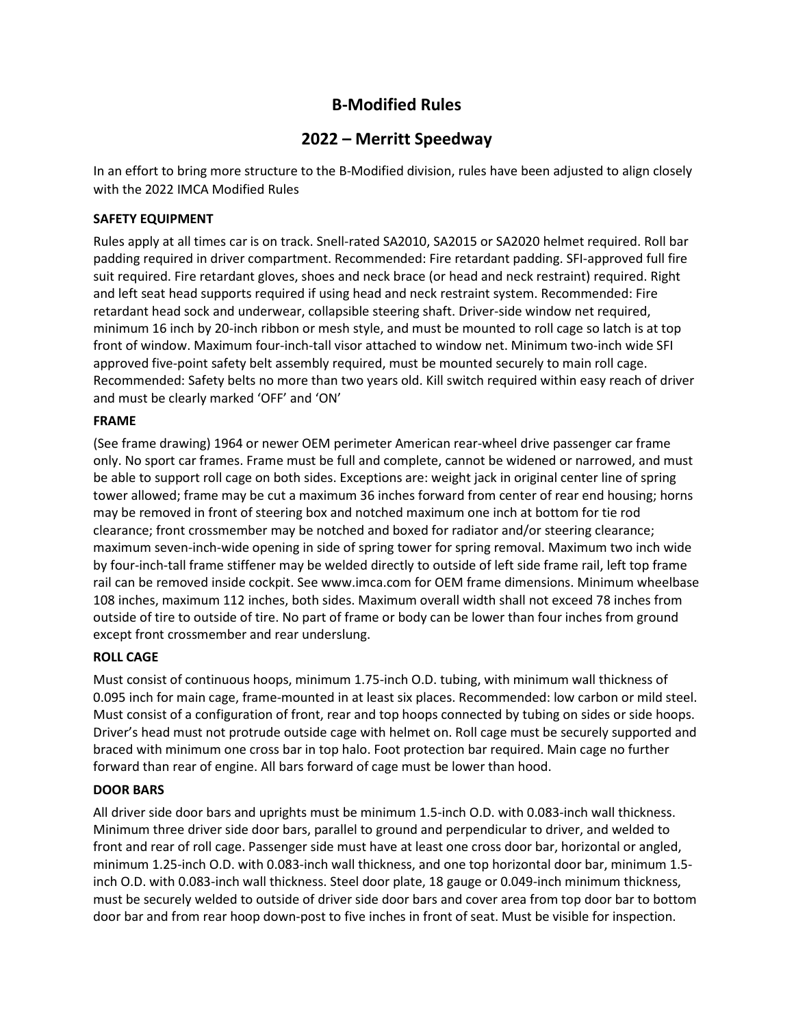# B-Modified Rules

## 2022 – Merritt Speedway

In an effort to bring more structure to the B-Modified division, rules have been adjusted to align closely with the 2022 IMCA Modified Rules

### SAFETY EQUIPMENT

Rules apply at all times car is on track. Snell-rated SA2010, SA2015 or SA2020 helmet required. Roll bar padding required in driver compartment. Recommended: Fire retardant padding. SFI-approved full fire suit required. Fire retardant gloves, shoes and neck brace (or head and neck restraint) required. Right and left seat head supports required if using head and neck restraint system. Recommended: Fire retardant head sock and underwear, collapsible steering shaft. Driver-side window net required, minimum 16 inch by 20-inch ribbon or mesh style, and must be mounted to roll cage so latch is at top front of window. Maximum four-inch-tall visor attached to window net. Minimum two-inch wide SFI approved five-point safety belt assembly required, must be mounted securely to main roll cage. Recommended: Safety belts no more than two years old. Kill switch required within easy reach of driver and must be clearly marked 'OFF' and 'ON'

### FRAME

(See frame drawing) 1964 or newer OEM perimeter American rear-wheel drive passenger car frame only. No sport car frames. Frame must be full and complete, cannot be widened or narrowed, and must be able to support roll cage on both sides. Exceptions are: weight jack in original center line of spring tower allowed; frame may be cut a maximum 36 inches forward from center of rear end housing; horns may be removed in front of steering box and notched maximum one inch at bottom for tie rod clearance; front crossmember may be notched and boxed for radiator and/or steering clearance; maximum seven-inch-wide opening in side of spring tower for spring removal. Maximum two inch wide by four-inch-tall frame stiffener may be welded directly to outside of left side frame rail, left top frame rail can be removed inside cockpit. See www.imca.com for OEM frame dimensions. Minimum wheelbase 108 inches, maximum 112 inches, both sides. Maximum overall width shall not exceed 78 inches from outside of tire to outside of tire. No part of frame or body can be lower than four inches from ground except front crossmember and rear underslung.

### ROLL CAGE

Must consist of continuous hoops, minimum 1.75-inch O.D. tubing, with minimum wall thickness of 0.095 inch for main cage, frame-mounted in at least six places. Recommended: low carbon or mild steel. Must consist of a configuration of front, rear and top hoops connected by tubing on sides or side hoops. Driver's head must not protrude outside cage with helmet on. Roll cage must be securely supported and braced with minimum one cross bar in top halo. Foot protection bar required. Main cage no further forward than rear of engine. All bars forward of cage must be lower than hood.

### DOOR BARS

All driver side door bars and uprights must be minimum 1.5-inch O.D. with 0.083-inch wall thickness. Minimum three driver side door bars, parallel to ground and perpendicular to driver, and welded to front and rear of roll cage. Passenger side must have at least one cross door bar, horizontal or angled, minimum 1.25-inch O.D. with 0.083-inch wall thickness, and one top horizontal door bar, minimum 1.5-inch O.D. with 0.083-inch wall thickness. Steel door plate, 18 gauge or 0.049-inch minimum thickness, must be securely welded to outside of driver side door bars and cover area from top door bar to bottom door bar and from rear hoop down-post to five inches in front of seat. Must be visible for inspection.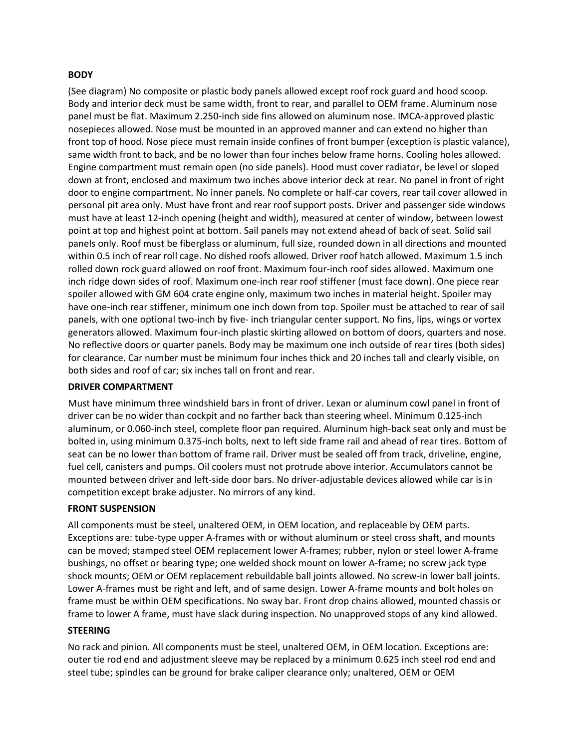**BODY**

(See diagram) No composite or plastic body panels allowed except roof rock guard and hood scoop. Body and interior deck must be same width, front to rear, and parallel to OEM frame. Aluminum nose panel must be flat. Maximum 2.250-inch side fins allowed on aluminum nose. IMCA-approved plastic nosepieces allowed. Nose must be mounted in an approved manner and can extend no higher than front top of hood. Nose piece must remain inside confines of front bumper (exception is plastic valance), same width front to back, and be no lower than four inches below frame horns. Cooling holes allowed. Engine compartment must remain open (no side panels). Hood must cover radiator, be level or sloped down at front, enclosed and maximum two inches above interior deck at rear. No panel in front of right door to engine compartment. No inner panels. No complete or half-car covers, rear tail cover allowed in personal pit area only. Must have front and rear roof support posts. Driver and passenger side windows must have at least 12-inch opening (height and width), measured at center of window, between lowest point at top and highest point at bottom. Sail panels may not extend ahead of back of seat. Solid sail panels only. Roof must be fiberglass or aluminum, full size, rounded down in all directions and mounted within 0.5 inch of rear roll cage. No dished roofs allowed. Driver roof hatch allowed. Maximum 1.5 inch rolled down rock guard allowed on roof front. Maximum four-inch roof sides allowed. Maximum one inch ridge down sides of roof. Maximum one-inch rear roof stiffener (must face down). One piece rear spoiler allowed with GM 604 crate engine only, maximum two inches in material height. Spoiler may have one-inch rear stiffener, minimum one inch down from top. Spoiler must be attached to rear of sail panels, with one optional two-inch by five- inch triangular center support. No fins, lips, wings or vortex generators allowed. Maximum four-inch plastic skirting allowed on bottom of doors, quarters and nose. No reflective doors or quarter panels. Body may be maximum one inch outside of rear tires (both sides) for clearance. Car number must be minimum four inches thick and 20 inches tall and clearly visible, on both sides and roof of car; six inches tall on front and rear.

**DRIVER COMPARTMENT**

Must have minimum three windshield bars in front of driver. Lexan or aluminum cowl panel in front of driver can be no wider than cockpit and no farther back than steering wheel. Minimum 0.125-inch aluminum, or 0.060-inch steel, complete floor pan required. Aluminum high-back seat only and must be bolted in, using minimum 0.375-inch bolts, next to left side frame rail and ahead of rear tires. Bottom of seat can be no lower than bottom of frame rail. Driver must be sealed off from track, driveline, engine, fuel cell, canisters and pumps. Oil coolers must not protrude above interior. Accumulators cannot be mounted between driver and left-side door bars. No driver-adjustable devices allowed while car is in competition except brake adjuster. No mirrors of any kind.

**FRONT SUSPENSION**

All components must be steel, unaltered OEM, in OEM location, and replaceable by OEM parts. Exceptions are: tube-type upper A-frames with or without aluminum or steel cross shaft, and mounts can be moved; stamped steel OEM replacement lower A-frames; rubber, nylon or steel lower A-frame bushings, no offset or bearing type; one welded shock mount on lower A-frame; no screw jack type shock mounts; OEM or OEM replacement rebuildable ball joints allowed. No screw-in lower ball joints. Lower A-frames must be right and left, and of same design. Lower A-frame mounts and bolt holes on frame must be within OEM specifications. No sway bar. Front drop chains allowed, mounted chassis or frame to lower A frame, must have slack during inspection. No unapproved stops of any kind allowed.

**STEERING**

No rack and pinion. All components must be steel, unaltered OEM, in OEM location. Exceptions are: outer tie rod end and adjustment sleeve may be replaced by a minimum 0.625 inch steel rod end and steel tube; spindles can be ground for brake caliper clearance only; unaltered, OEM or OEM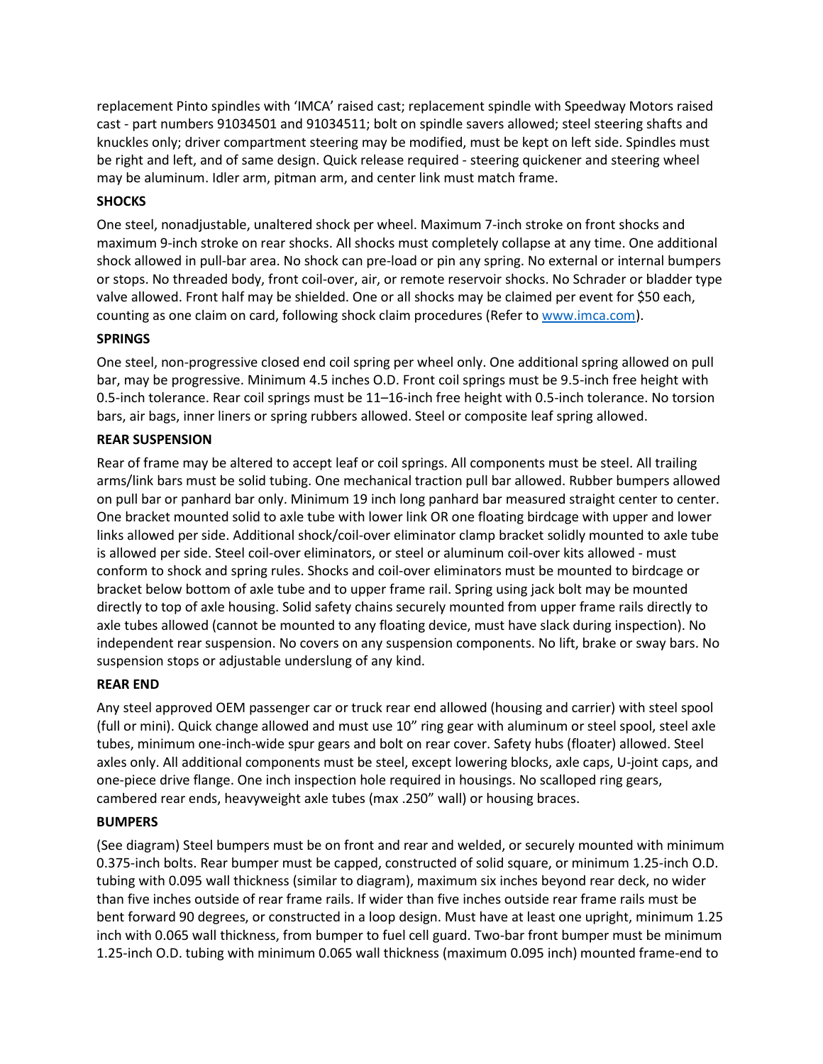replacement Pinto spindles with 'IMCA' raised cast; replacement spindle with Speedway Motors raised cast - part numbers 91034501 and 91034511; bolt on spindle savers allowed; steel steering shafts and knuckles only; driver compartment steering may be modified, must be kept on left side. Spindles must be right and left, and of same design. Quick release required - steering quickener and steering wheel may be aluminum. Idler arm, pitman arm, and center link must match frame.

**SHOCKS**

One steel, nonadjustable, unaltered shock per wheel. Maximum 7-inch stroke on front shocks and maximum 9-inch stroke on rear shocks. All shocks must completely collapse at any time. One additional shock allowed in pull-bar area. No shock can pre-load or pin any spring. No external or internal bumpers or stops. No threaded body, front coil-over, air, or remote reservoir shocks. No Schrader or bladder type valve allowed. Front half may be shielded. One or all shocks may be claimed per event for $50 each, counting as one claim on card, following shock claim procedures (Refer to www.imca.com).

**SPRINGS**

One steel, non-progressive closed end coil spring per wheel only. One additional spring allowed on pull bar, may be progressive. Minimum 4.5 inches O.D. Front coil springs must be 9.5-inch free height with 0.5-inch tolerance. Rear coil springs must be 11–16-inch free height with 0.5-inch tolerance. No torsion bars, air bags, inner liners or spring rubbers allowed. Steel or composite leaf spring allowed.

**REAR SUSPENSION**

Rear of frame may be altered to accept leaf or coil springs. All components must be steel. All trailing arms/link bars must be solid tubing. One mechanical traction pull bar allowed. Rubber bumpers allowed on pull bar or panhard bar only. Minimum 19 inch long panhard bar measured straight center to center. One bracket mounted solid to axle tube with lower link OR one floating birdcage with upper and lower links allowed per side. Additional shock/coil-over eliminator clamp bracket solidly mounted to axle tube is allowed per side. Steel coil-over eliminators, or steel or aluminum coil-over kits allowed - must conform to shock and spring rules. Shocks and coil-over eliminators must be mounted to birdcage or bracket below bottom of axle tube and to upper frame rail. Spring using jack bolt may be mounted directly to top of axle housing. Solid safety chains securely mounted from upper frame rails directly to axle tubes allowed (cannot be mounted to any floating device, must have slack during inspection). No independent rear suspension. No covers on any suspension components. No lift, brake or sway bars. No suspension stops or adjustable underslung of any kind.

**REAR END**

Any steel approved OEM passenger car or truck rear end allowed (housing and carrier) with steel spool (full or mini). Quick change allowed and must use 10" ring gear with aluminum or steel spool, steel axle tubes, minimum one-inch-wide spur gears and bolt on rear cover. Safety hubs (floater) allowed. Steel axles only. All additional components must be steel, except lowering blocks, axle caps, U-joint caps, and one-piece drive flange. One inch inspection hole required in housings. No scalloped ring gears, cambered rear ends, heavyweight axle tubes (max .250" wall) or housing braces.

**BUMPERS**

(See diagram) Steel bumpers must be on front and rear and welded, or securely mounted with minimum 0.375-inch bolts. Rear bumper must be capped, constructed of solid square, or minimum 1.25-inch O.D. tubing with 0.095 wall thickness (similar to diagram), maximum six inches beyond rear deck, no wider than five inches outside of rear frame rails. If wider than five inches outside rear frame rails must be bent forward 90 degrees, or constructed in a loop design. Must have at least one upright, minimum 1.25 inch with 0.065 wall thickness, from bumper to fuel cell guard. Two-bar front bumper must be minimum 1.25-inch O.D. tubing with minimum 0.065 wall thickness (maximum 0.095 inch) mounted frame-end to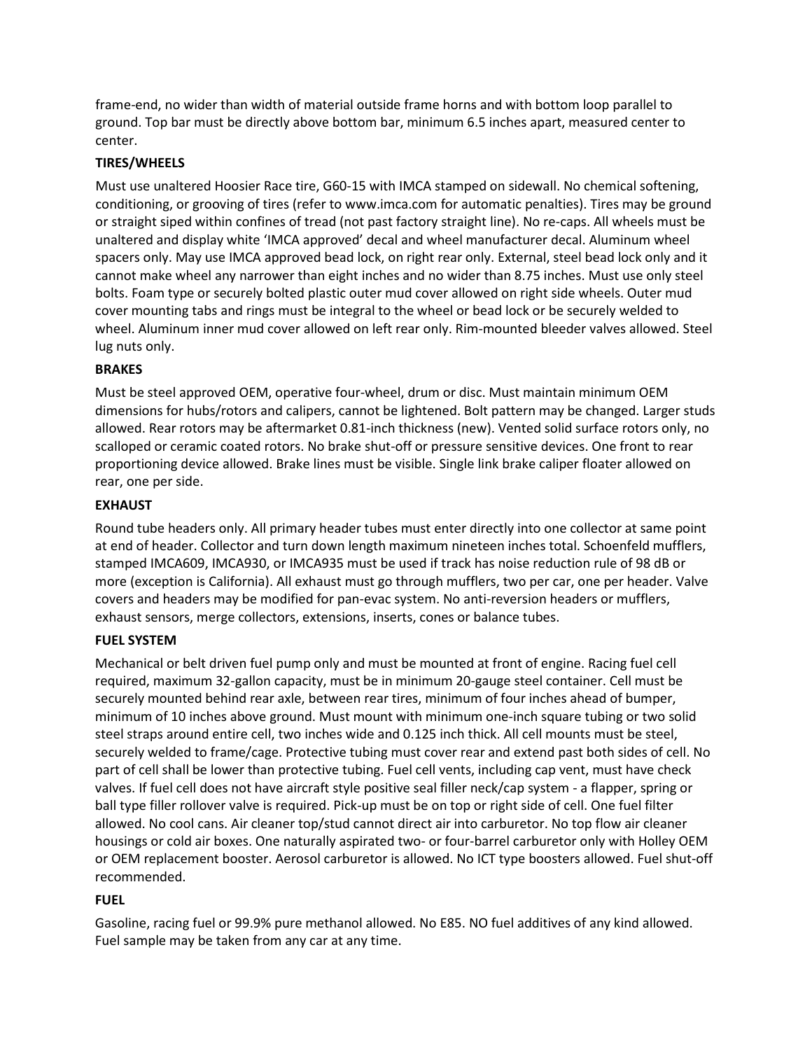frame-end, no wider than width of material outside frame horns and with bottom loop parallel to ground. Top bar must be directly above bottom bar, minimum 6.5 inches apart, measured center to center.

**TIRES/WHEELS**

Must use unaltered Hoosier Race tire, G60-15 with IMCA stamped on sidewall. No chemical softening, conditioning, or grooving of tires (refer to www.imca.com for automatic penalties). Tires may be ground or straight siped within confines of tread (not past factory straight line). No re-caps. All wheels must be unaltered and display white 'IMCA approved' decal and wheel manufacturer decal. Aluminum wheel spacers only. May use IMCA approved bead lock, on right rear only. External, steel bead lock only and it cannot make wheel any narrower than eight inches and no wider than 8.75 inches. Must use only steel bolts. Foam type or securely bolted plastic outer mud cover allowed on right side wheels. Outer mud cover mounting tabs and rings must be integral to the wheel or bead lock or be securely welded to wheel. Aluminum inner mud cover allowed on left rear only. Rim-mounted bleeder valves allowed. Steel lug nuts only.

**BRAKES**

Must be steel approved OEM, operative four-wheel, drum or disc. Must maintain minimum OEM dimensions for hubs/rotors and calipers, cannot be lightened. Bolt pattern may be changed. Larger studs allowed. Rear rotors may be aftermarket 0.81-inch thickness (new). Vented solid surface rotors only, no scalloped or ceramic coated rotors. No brake shut-off or pressure sensitive devices. One front to rear proportioning device allowed. Brake lines must be visible. Single link brake caliper floater allowed on rear, one per side.

**EXHAUST**

Round tube headers only. All primary header tubes must enter directly into one collector at same point at end of header. Collector and turn down length maximum nineteen inches total. Schoenfeld mufflers, stamped IMCA609, IMCA930, or IMCA935 must be used if track has noise reduction rule of 98 dB or more (exception is California). All exhaust must go through mufflers, two per car, one per header. Valve covers and headers may be modified for pan-evac system. No anti-reversion headers or mufflers, exhaust sensors, merge collectors, extensions, inserts, cones or balance tubes.

**FUEL SYSTEM**

Mechanical or belt driven fuel pump only and must be mounted at front of engine. Racing fuel cell required, maximum 32-gallon capacity, must be in minimum 20-gauge steel container. Cell must be securely mounted behind rear axle, between rear tires, minimum of four inches ahead of bumper, minimum of 10 inches above ground. Must mount with minimum one-inch square tubing or two solid steel straps around entire cell, two inches wide and 0.125 inch thick. All cell mounts must be steel, securely welded to frame/cage. Protective tubing must cover rear and extend past both sides of cell. No part of cell shall be lower than protective tubing. Fuel cell vents, including cap vent, must have check valves. If fuel cell does not have aircraft style positive seal filler neck/cap system - a flapper, spring or ball type filler rollover valve is required. Pick-up must be on top or right side of cell. One fuel filter allowed. No cool cans. Air cleaner top/stud cannot direct air into carburetor. No top flow air cleaner housings or cold air boxes. One naturally aspirated two- or four-barrel carburetor only with Holley OEM or OEM replacement booster. Aerosol carburetor is allowed. No ICT type boosters allowed. Fuel shut-off recommended.

**FUEL**

Gasoline, racing fuel or 99.9% pure methanol allowed. No E85. NO fuel additives of any kind allowed. Fuel sample may be taken from any car at any time.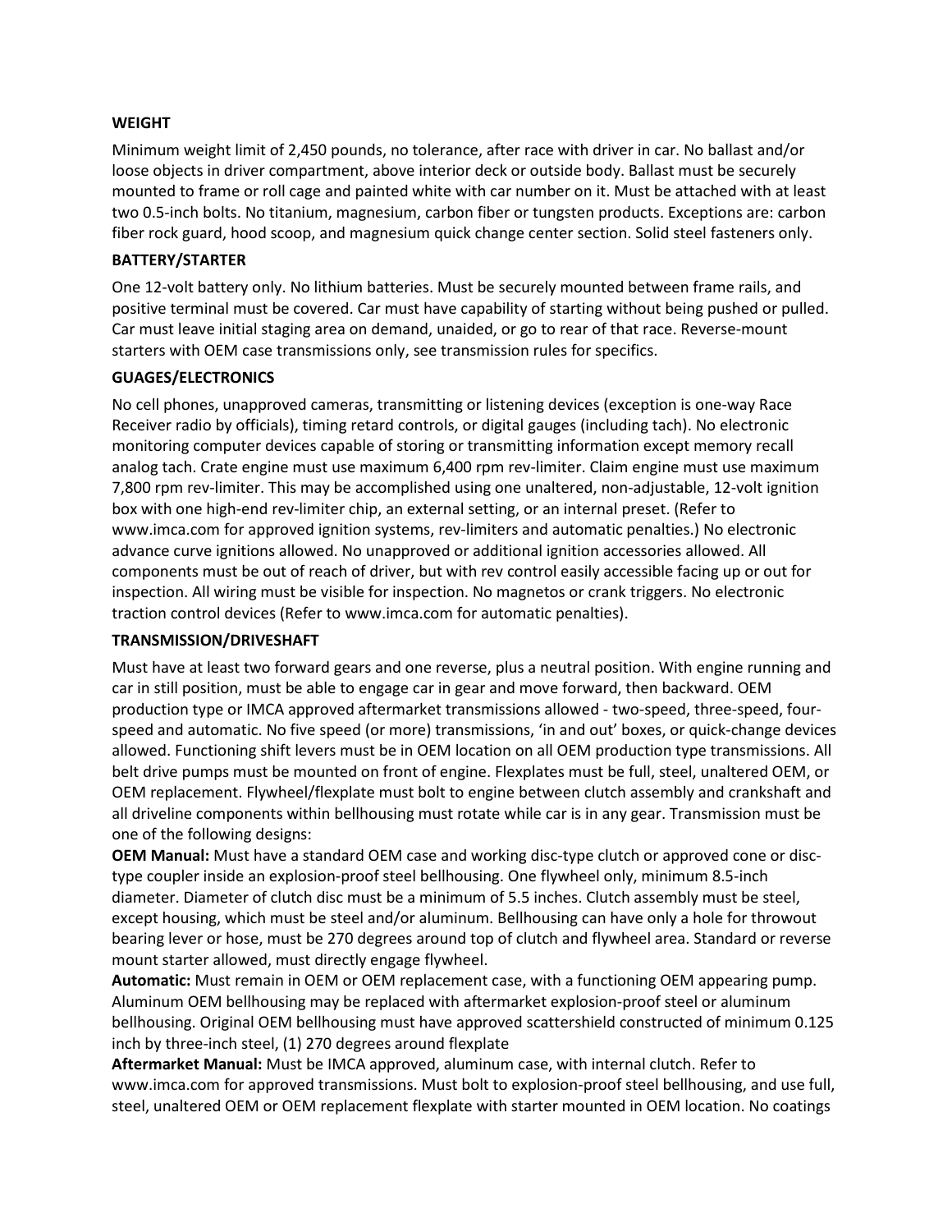**WEIGHT**

Minimum weight limit of 2,450 pounds, no tolerance, after race with driver in car. No ballast and/or loose objects in driver compartment, above interior deck or outside body. Ballast must be securely mounted to frame or roll cage and painted white with car number on it. Must be attached with at least two 0.5-inch bolts. No titanium, magnesium, carbon fiber or tungsten products. Exceptions are: carbon fiber rock guard, hood scoop, and magnesium quick change center section. Solid steel fasteners only.

**BATTERY/STARTER**

One 12-volt battery only. No lithium batteries. Must be securely mounted between frame rails, and positive terminal must be covered. Car must have capability of starting without being pushed or pulled. Car must leave initial staging area on demand, unaided, or go to rear of that race. Reverse-mount starters with OEM case transmissions only, see transmission rules for specifics.

**GUAGES/ELECTRONICS**

No cell phones, unapproved cameras, transmitting or listening devices (exception is one-way Race Receiver radio by officials), timing retard controls, or digital gauges (including tach). No electronic monitoring computer devices capable of storing or transmitting information except memory recall analog tach. Crate engine must use maximum 6,400 rpm rev-limiter. Claim engine must use maximum 7,800 rpm rev-limiter. This may be accomplished using one unaltered, non-adjustable, 12-volt ignition box with one high-end rev-limiter chip, an external setting, or an internal preset. (Refer to www.imca.com for approved ignition systems, rev-limiters and automatic penalties.) No electronic advance curve ignitions allowed. No unapproved or additional ignition accessories allowed. All components must be out of reach of driver, but with rev control easily accessible facing up or out for inspection. All wiring must be visible for inspection. No magnetos or crank triggers. No electronic traction control devices (Refer to www.imca.com for automatic penalties).

**TRANSMISSION/DRIVESHAFT**

Must have at least two forward gears and one reverse, plus a neutral position. With engine running and car in still position, must be able to engage car in gear and move forward, then backward. OEM production type or IMCA approved aftermarket transmissions allowed - two-speed, three-speed, four-speed and automatic. No five speed (or more) transmissions, 'in and out' boxes, or quick-change devices allowed. Functioning shift levers must be in OEM location on all OEM production type transmissions. All belt drive pumps must be mounted on front of engine. Flexplates must be full, steel, unaltered OEM, or OEM replacement. Flywheel/flexplate must bolt to engine between clutch assembly and crankshaft and all driveline components within bellhousing must rotate while car is in any gear. Transmission must be one of the following designs:

**OEM Manual:** Must have a standard OEM case and working disc-type clutch or approved cone or disc-type coupler inside an explosion-proof steel bellhousing. One flywheel only, minimum 8.5-inch diameter. Diameter of clutch disc must be a minimum of 5.5 inches. Clutch assembly must be steel, except housing, which must be steel and/or aluminum. Bellhousing can have only a hole for throwout bearing lever or hose, must be 270 degrees around top of clutch and flywheel area. Standard or reverse mount starter allowed, must directly engage flywheel.

**Automatic:** Must remain in OEM or OEM replacement case, with a functioning OEM appearing pump. Aluminum OEM bellhousing may be replaced with aftermarket explosion-proof steel or aluminum bellhousing. Original OEM bellhousing must have approved scattershield constructed of minimum 0.125 inch by three-inch steel, (1) 270 degrees around flexplate

**Aftermarket Manual:** Must be IMCA approved, aluminum case, with internal clutch. Refer to www.imca.com for approved transmissions. Must bolt to explosion-proof steel bellhousing, and use full, steel, unaltered OEM or OEM replacement flexplate with starter mounted in OEM location. No coatings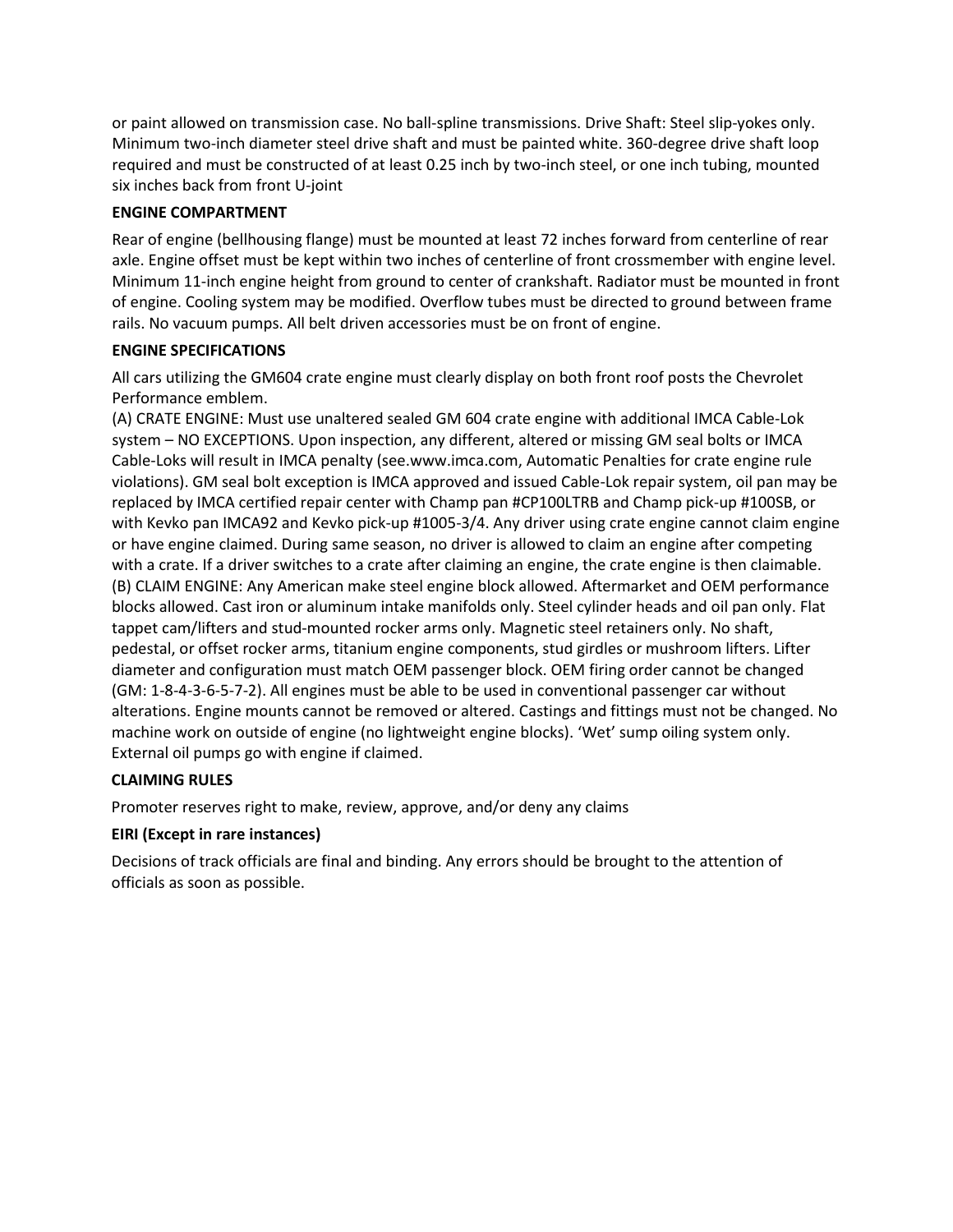or paint allowed on transmission case. No ball-spline transmissions. Drive Shaft: Steel slip-yokes only. Minimum two-inch diameter steel drive shaft and must be painted white. 360-degree drive shaft loop required and must be constructed of at least 0.25 inch by two-inch steel, or one inch tubing, mounted six inches back from front U-joint

**ENGINE COMPARTMENT**

Rear of engine (bellhousing flange) must be mounted at least 72 inches forward from centerline of rear axle. Engine offset must be kept within two inches of centerline of front crossmember with engine level. Minimum 11-inch engine height from ground to center of crankshaft. Radiator must be mounted in front of engine. Cooling system may be modified. Overflow tubes must be directed to ground between frame rails. No vacuum pumps. All belt driven accessories must be on front of engine.

**ENGINE SPECIFICATIONS**

All cars utilizing the GM604 crate engine must clearly display on both front roof posts the Chevrolet Performance emblem.

(A) CRATE ENGINE: Must use unaltered sealed GM 604 crate engine with additional IMCA Cable-Lok system – NO EXCEPTIONS. Upon inspection, any different, altered or missing GM seal bolts or IMCA Cable-Loks will result in IMCA penalty (see.www.imca.com, Automatic Penalties for crate engine rule violations). GM seal bolt exception is IMCA approved and issued Cable-Lok repair system, oil pan may be replaced by IMCA certified repair center with Champ pan #CP100LTRB and Champ pick-up #100SB, or with Kevko pan IMCA92 and Kevko pick-up #1005-3/4. Any driver using crate engine cannot claim engine or have engine claimed. During same season, no driver is allowed to claim an engine after competing with a crate. If a driver switches to a crate after claiming an engine, the crate engine is then claimable.

(B) CLAIM ENGINE: Any American make steel engine block allowed. Aftermarket and OEM performance blocks allowed. Cast iron or aluminum intake manifolds only. Steel cylinder heads and oil pan only. Flat tappet cam/lifters and stud-mounted rocker arms only. Magnetic steel retainers only. No shaft, pedestal, or offset rocker arms, titanium engine components, stud girdles or mushroom lifters. Lifter diameter and configuration must match OEM passenger block. OEM firing order cannot be changed (GM: 1-8-4-3-6-5-7-2). All engines must be able to be used in conventional passenger car without alterations. Engine mounts cannot be removed or altered. Castings and fittings must not be changed. No machine work on outside of engine (no lightweight engine blocks). 'Wet' sump oiling system only. External oil pumps go with engine if claimed.

**CLAIMING RULES**

Promoter reserves right to make, review, approve, and/or deny any claims

**EIRI (Except in rare instances)**

Decisions of track officials are final and binding. Any errors should be brought to the attention of officials as soon as possible.